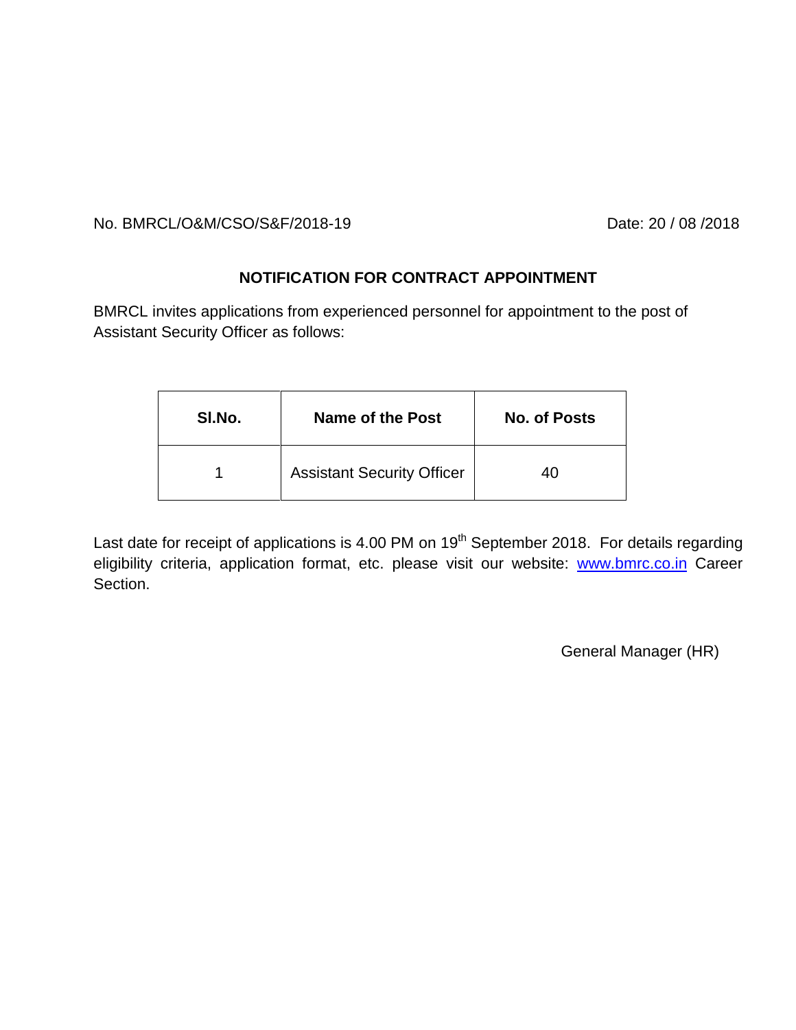No. BMRCL/O&M/CSO/S&F/2018-19 Date: 20 / 08 /2018

## NOTIFICATION FOR CONTRACT APPOINTMENT

BMRCL invites applications from experienced personnel for appointment to the post of Assistant Security Officer as follows:

| Sl.No. | Name of the Post | No. of Posts |
|---|---|---|
| 1 | Assistant Security Officer | 40 |

Last date for receipt of applications is 4.00 PM on 19th September 2018. For details regarding eligibility criteria, application format, etc. please visit our website: www.bmrc.co.in Career Section.

General Manager (HR)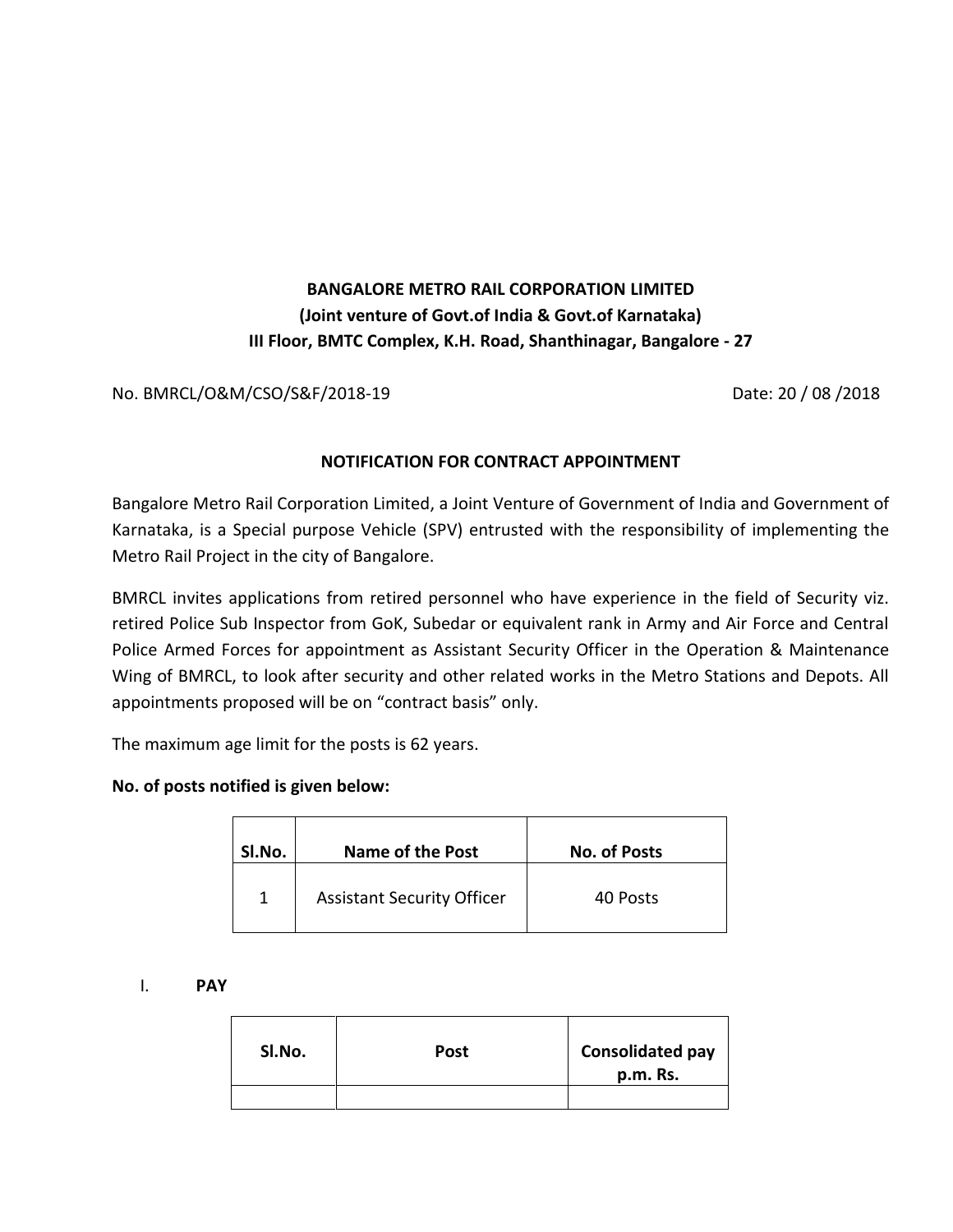**BANGALORE METRO RAIL CORPORATION LIMITED**
**(Joint venture of Govt.of India & Govt.of Karnataka)**
**III Floor, BMTC Complex, K.H. Road, Shanthinagar, Bangalore - 27**

No. BMRCL/O&M/CSO/S&F/2018-19 Date: 20 / 08 /2018

## NOTIFICATION FOR CONTRACT APPOINTMENT

Bangalore Metro Rail Corporation Limited, a Joint Venture of Government of India and Government of Karnataka, is a Special purpose Vehicle (SPV) entrusted with the responsibility of implementing the Metro Rail Project in the city of Bangalore.

BMRCL invites applications from retired personnel who have experience in the field of Security viz. retired Police Sub Inspector from GoK, Subedar or equivalent rank in Army and Air Force and Central Police Armed Forces for appointment as Assistant Security Officer in the Operation & Maintenance Wing of BMRCL, to look after security and other related works in the Metro Stations and Depots. All appointments proposed will be on "contract basis" only.

The maximum age limit for the posts is 62 years.

**No. of posts notified is given below:**

| Sl.No. | Name of the Post | No. of Posts |
|---|---|---|
| 1 | Assistant Security Officer | 40 Posts |

I. **PAY**

| Sl.No. | Post | Consolidated pay p.m. Rs. |
|---|---|---|
| | | |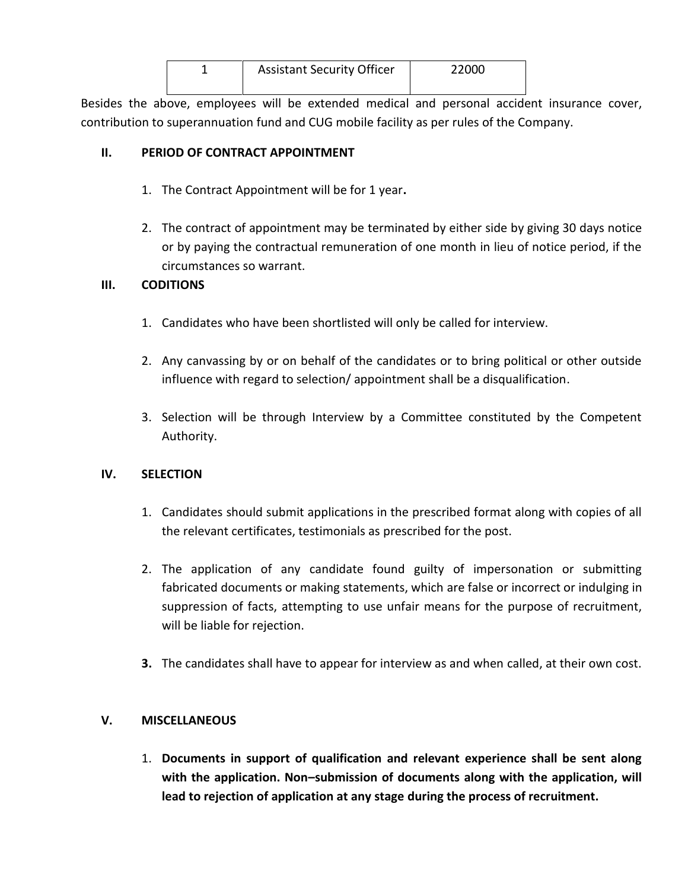| 1 | Assistant Security Officer | 22000 |
|---|---|---|

Besides the above, employees will be extended medical and personal accident insurance cover, contribution to superannuation fund and CUG mobile facility as per rules of the Company.

## II. PERIOD OF CONTRACT APPOINTMENT

1. The Contract Appointment will be for 1 year**.**

2. The contract of appointment may be terminated by either side by giving 30 days notice or by paying the contractual remuneration of one month in lieu of notice period, if the circumstances so warrant.

## III. CODITIONS

1. Candidates who have been shortlisted will only be called for interview.

2. Any canvassing by or on behalf of the candidates or to bring political or other outside influence with regard to selection/ appointment shall be a disqualification.

3. Selection will be through Interview by a Committee constituted by the Competent Authority.

## IV. SELECTION

1. Candidates should submit applications in the prescribed format along with copies of all the relevant certificates, testimonials as prescribed for the post.

2. The application of any candidate found guilty of impersonation or submitting fabricated documents or making statements, which are false or incorrect or indulging in suppression of facts, attempting to use unfair means for the purpose of recruitment, will be liable for rejection.

3. The candidates shall have to appear for interview as and when called, at their own cost.

## V. MISCELLANEOUS

1. **Documents in support of qualification and relevant experience shall be sent along with the application. Non–submission of documents along with the application, will lead to rejection of application at any stage during the process of recruitment.**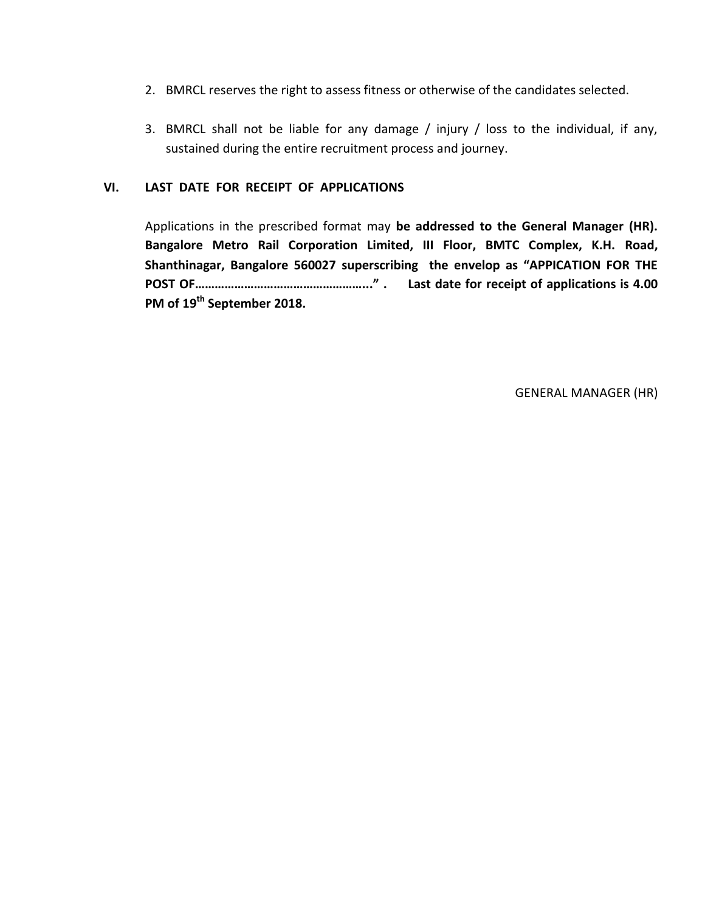2. BMRCL reserves the right to assess fitness or otherwise of the candidates selected.

3. BMRCL shall not be liable for any damage / injury / loss to the individual, if any, sustained during the entire recruitment process and journey.

## VI. LAST DATE FOR RECEIPT OF APPLICATIONS

Applications in the prescribed format may **be addressed to the General Manager (HR). Bangalore Metro Rail Corporation Limited, III Floor, BMTC Complex, K.H. Road, Shanthinagar, Bangalore 560027 superscribing the envelop as "APPICATION FOR THE POST OF……………………………………………..." . Last date for receipt of applications is 4.00 PM of 19th September 2018.**

GENERAL MANAGER (HR)